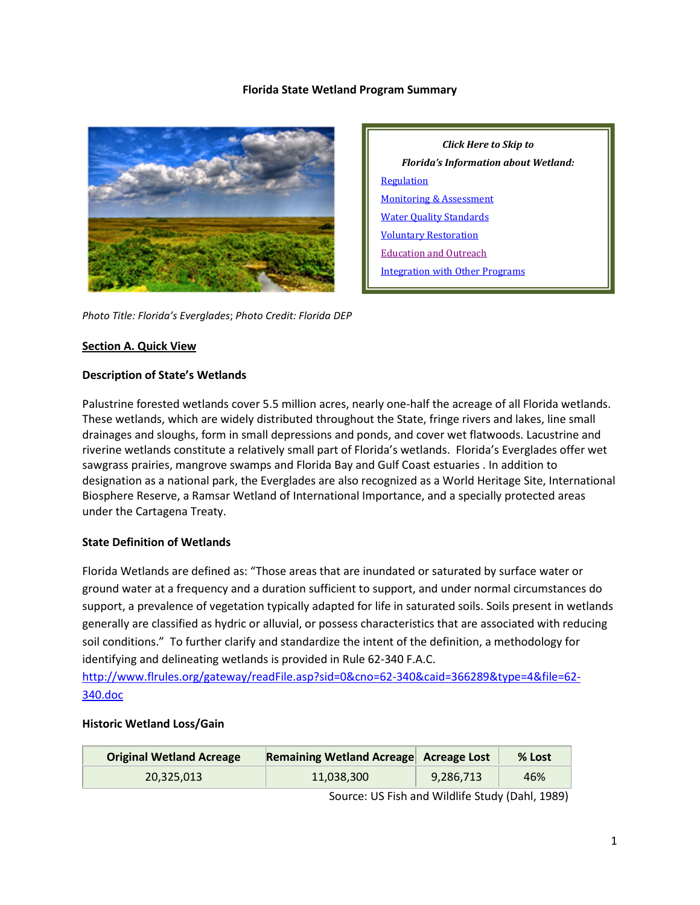# Florida State Wetland Program Summary

*Click Here to Skip to*

*Florida's Information about Wetland:*

- Regulation
- Monitoring & Assessment
- Water Quality Standards
- Voluntary Restoration
- Education and Outreach
- Integration with Other Programs

*Photo Title: Florida's Everglades; Photo Credit: Florida DEP*

## Section A. Quick View

### Description of State's Wetlands

Palustrine forested wetlands cover 5.5 million acres, nearly one-half the acreage of all Florida wetlands. These wetlands, which are widely distributed throughout the State, fringe rivers and lakes, line small drainages and sloughs, form in small depressions and ponds, and cover wet flatwoods. Lacustrine and riverine wetlands constitute a relatively small part of Florida's wetlands. Florida's Everglades offer wet sawgrass prairies, mangrove swamps and Florida Bay and Gulf Coast estuaries . In addition to designation as a national park, the Everglades are also recognized as a World Heritage Site, International Biosphere Reserve, a Ramsar Wetland of International Importance, and a specially protected areas under the Cartagena Treaty.

### State Definition of Wetlands

Florida Wetlands are defined as: "Those areas that are inundated or saturated by surface water or ground water at a frequency and a duration sufficient to support, and under normal circumstances do support, a prevalence of vegetation typically adapted for life in saturated soils. Soils present in wetlands generally are classified as hydric or alluvial, or possess characteristics that are associated with reducing soil conditions." To further clarify and standardize the intent of the definition, a methodology for identifying and delineating wetlands is provided in Rule 62-340 F.A.C. http://www.flrules.org/gateway/readFile.asp?sid=0&cno=62-340&caid=366289&type=4&file=62-340.doc

### Historic Wetland Loss/Gain

| Original Wetland Acreage | Remaining Wetland Acreage | Acreage Lost | % Lost |
|---|---|---|---|
| 20,325,013 | 11,038,300 | 9,286,713 | 46% |

Source: US Fish and Wildlife Study (Dahl, 1989)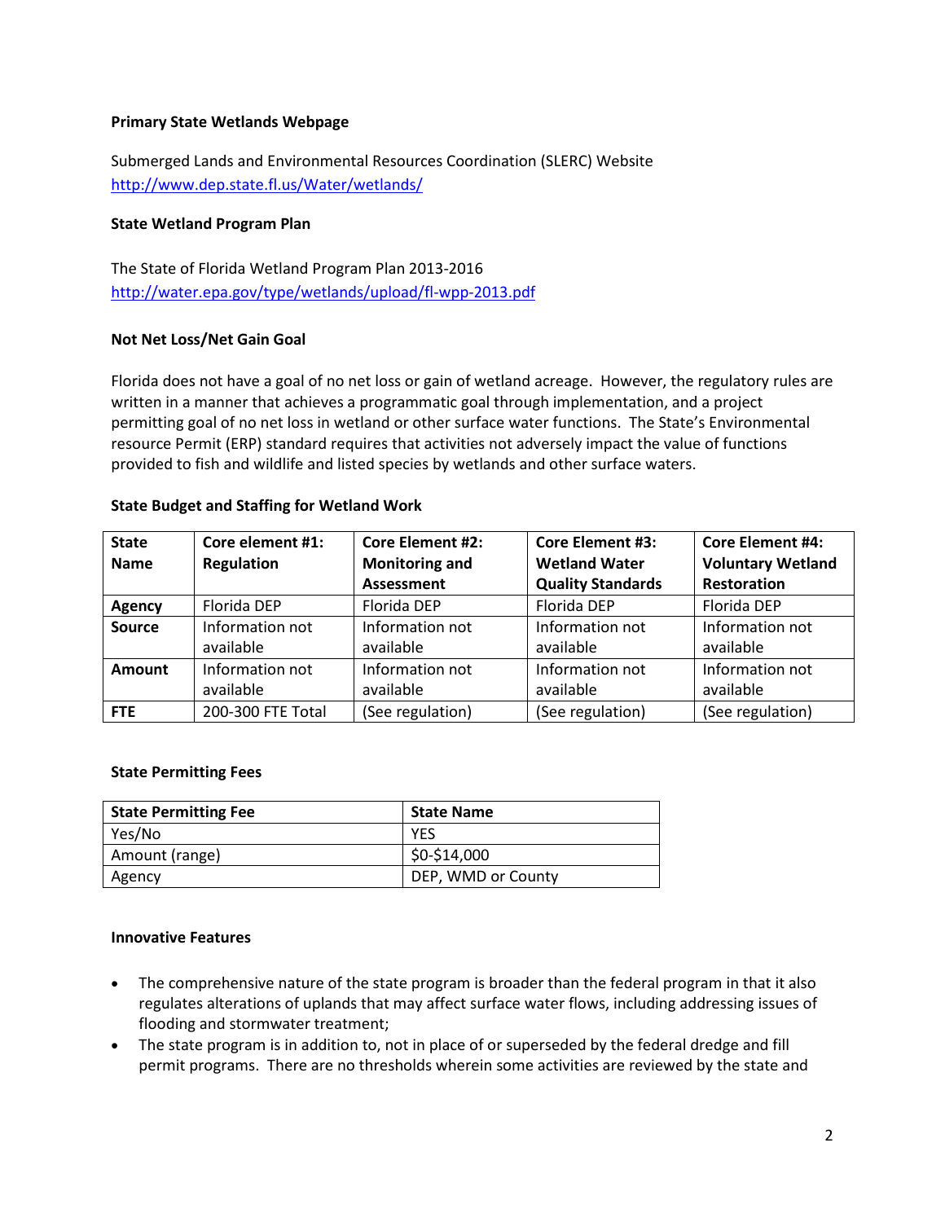### Primary State Wetlands Webpage

Submerged Lands and Environmental Resources Coordination (SLERC) Website
http://www.dep.state.fl.us/Water/wetlands/

### State Wetland Program Plan

The State of Florida Wetland Program Plan 2013-2016
http://water.epa.gov/type/wetlands/upload/fl-wpp-2013.pdf

### Not Net Loss/Net Gain Goal

Florida does not have a goal of no net loss or gain of wetland acreage. However, the regulatory rules are written in a manner that achieves a programmatic goal through implementation, and a project permitting goal of no net loss in wetland or other surface water functions. The State's Environmental resource Permit (ERP) standard requires that activities not adversely impact the value of functions provided to fish and wildlife and listed species by wetlands and other surface waters.

### State Budget and Staffing for Wetland Work

| State Name | Core element #1: Regulation | Core Element #2: Monitoring and Assessment | Core Element #3: Wetland Water Quality Standards | Core Element #4: Voluntary Wetland Restoration |
|---|---|---|---|---|
| **Agency** | Florida DEP | Florida DEP | Florida DEP | Florida DEP |
| **Source** | Information not available | Information not available | Information not available | Information not available |
| **Amount** | Information not available | Information not available | Information not available | Information not available |
| **FTE** | 200-300 FTE Total | (See regulation) | (See regulation) | (See regulation) |

### State Permitting Fees

| State Permitting Fee | State Name |
|---|---|
| Yes/No | YES |
| Amount (range) | $0-$14,000 |
| Agency | DEP, WMD or County |

### Innovative Features

- The comprehensive nature of the state program is broader than the federal program in that it also regulates alterations of uplands that may affect surface water flows, including addressing issues of flooding and stormwater treatment;
- The state program is in addition to, not in place of or superseded by the federal dredge and fill permit programs. There are no thresholds wherein some activities are reviewed by the state and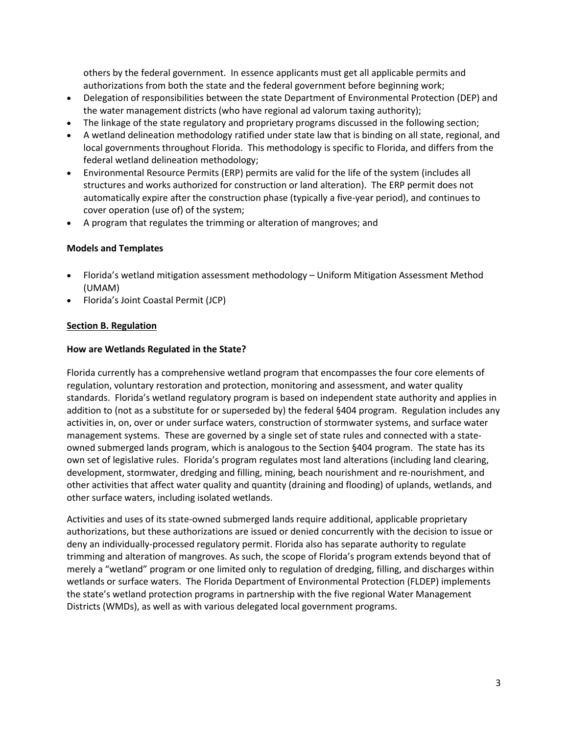others by the federal government. In essence applicants must get all applicable permits and authorizations from both the state and the federal government before beginning work;

- Delegation of responsibilities between the state Department of Environmental Protection (DEP) and the water management districts (who have regional ad valorum taxing authority);
- The linkage of the state regulatory and proprietary programs discussed in the following section;
- A wetland delineation methodology ratified under state law that is binding on all state, regional, and local governments throughout Florida. This methodology is specific to Florida, and differs from the federal wetland delineation methodology;
- Environmental Resource Permits (ERP) permits are valid for the life of the system (includes all structures and works authorized for construction or land alteration). The ERP permit does not automatically expire after the construction phase (typically a five-year period), and continues to cover operation (use of) of the system;
- A program that regulates the trimming or alteration of mangroves; and

**Models and Templates**

- Florida's wetland mitigation assessment methodology – Uniform Mitigation Assessment Method (UMAM)
- Florida's Joint Coastal Permit (JCP)

**Section B. Regulation**

**How are Wetlands Regulated in the State?**

Florida currently has a comprehensive wetland program that encompasses the four core elements of regulation, voluntary restoration and protection, monitoring and assessment, and water quality standards. Florida's wetland regulatory program is based on independent state authority and applies in addition to (not as a substitute for or superseded by) the federal §404 program. Regulation includes any activities in, on, over or under surface waters, construction of stormwater systems, and surface water management systems. These are governed by a single set of state rules and connected with a state-owned submerged lands program, which is analogous to the Section §404 program. The state has its own set of legislative rules. Florida's program regulates most land alterations (including land clearing, development, stormwater, dredging and filling, mining, beach nourishment and re-nourishment, and other activities that affect water quality and quantity (draining and flooding) of uplands, wetlands, and other surface waters, including isolated wetlands.

Activities and uses of its state-owned submerged lands require additional, applicable proprietary authorizations, but these authorizations are issued or denied concurrently with the decision to issue or deny an individually-processed regulatory permit. Florida also has separate authority to regulate trimming and alteration of mangroves. As such, the scope of Florida's program extends beyond that of merely a "wetland" program or one limited only to regulation of dredging, filling, and discharges within wetlands or surface waters. The Florida Department of Environmental Protection (FLDEP) implements the state's wetland protection programs in partnership with the five regional Water Management Districts (WMDs), as well as with various delegated local government programs.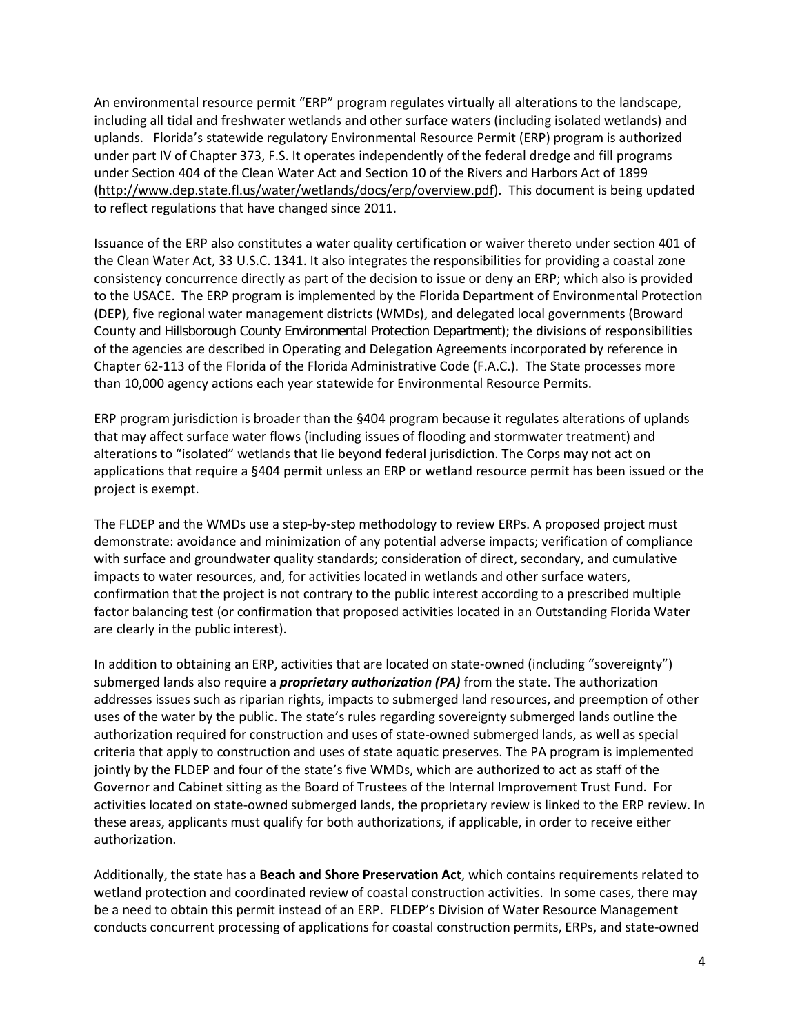An environmental resource permit “ERP” program regulates virtually all alterations to the landscape, including all tidal and freshwater wetlands and other surface waters (including isolated wetlands) and uplands. Florida’s statewide regulatory Environmental Resource Permit (ERP) program is authorized under part IV of Chapter 373, F.S. It operates independently of the federal dredge and fill programs under Section 404 of the Clean Water Act and Section 10 of the Rivers and Harbors Act of 1899 (http://www.dep.state.fl.us/water/wetlands/docs/erp/overview.pdf). This document is being updated to reflect regulations that have changed since 2011.

Issuance of the ERP also constitutes a water quality certification or waiver thereto under section 401 of the Clean Water Act, 33 U.S.C. 1341. It also integrates the responsibilities for providing a coastal zone consistency concurrence directly as part of the decision to issue or deny an ERP; which also is provided to the USACE. The ERP program is implemented by the Florida Department of Environmental Protection (DEP), five regional water management districts (WMDs), and delegated local governments (Broward County and Hillsborough County Environmental Protection Department); the divisions of responsibilities of the agencies are described in Operating and Delegation Agreements incorporated by reference in Chapter 62-113 of the Florida of the Florida Administrative Code (F.A.C.). The State processes more than 10,000 agency actions each year statewide for Environmental Resource Permits.

ERP program jurisdiction is broader than the §404 program because it regulates alterations of uplands that may affect surface water flows (including issues of flooding and stormwater treatment) and alterations to “isolated” wetlands that lie beyond federal jurisdiction. The Corps may not act on applications that require a §404 permit unless an ERP or wetland resource permit has been issued or the project is exempt.

The FLDEP and the WMDs use a step-by-step methodology to review ERPs. A proposed project must demonstrate: avoidance and minimization of any potential adverse impacts; verification of compliance with surface and groundwater quality standards; consideration of direct, secondary, and cumulative impacts to water resources, and, for activities located in wetlands and other surface waters, confirmation that the project is not contrary to the public interest according to a prescribed multiple factor balancing test (or confirmation that proposed activities located in an Outstanding Florida Water are clearly in the public interest).

In addition to obtaining an ERP, activities that are located on state-owned (including “sovereignty”) submerged lands also require a ***proprietary authorization (PA)*** from the state. The authorization addresses issues such as riparian rights, impacts to submerged land resources, and preemption of other uses of the water by the public. The state’s rules regarding sovereignty submerged lands outline the authorization required for construction and uses of state-owned submerged lands, as well as special criteria that apply to construction and uses of state aquatic preserves. The PA program is implemented jointly by the FLDEP and four of the state’s five WMDs, which are authorized to act as staff of the Governor and Cabinet sitting as the Board of Trustees of the Internal Improvement Trust Fund. For activities located on state-owned submerged lands, the proprietary review is linked to the ERP review. In these areas, applicants must qualify for both authorizations, if applicable, in order to receive either authorization.

Additionally, the state has a **Beach and Shore Preservation Act**, which contains requirements related to wetland protection and coordinated review of coastal construction activities. In some cases, there may be a need to obtain this permit instead of an ERP. FLDEP’s Division of Water Resource Management conducts concurrent processing of applications for coastal construction permits, ERPs, and state-owned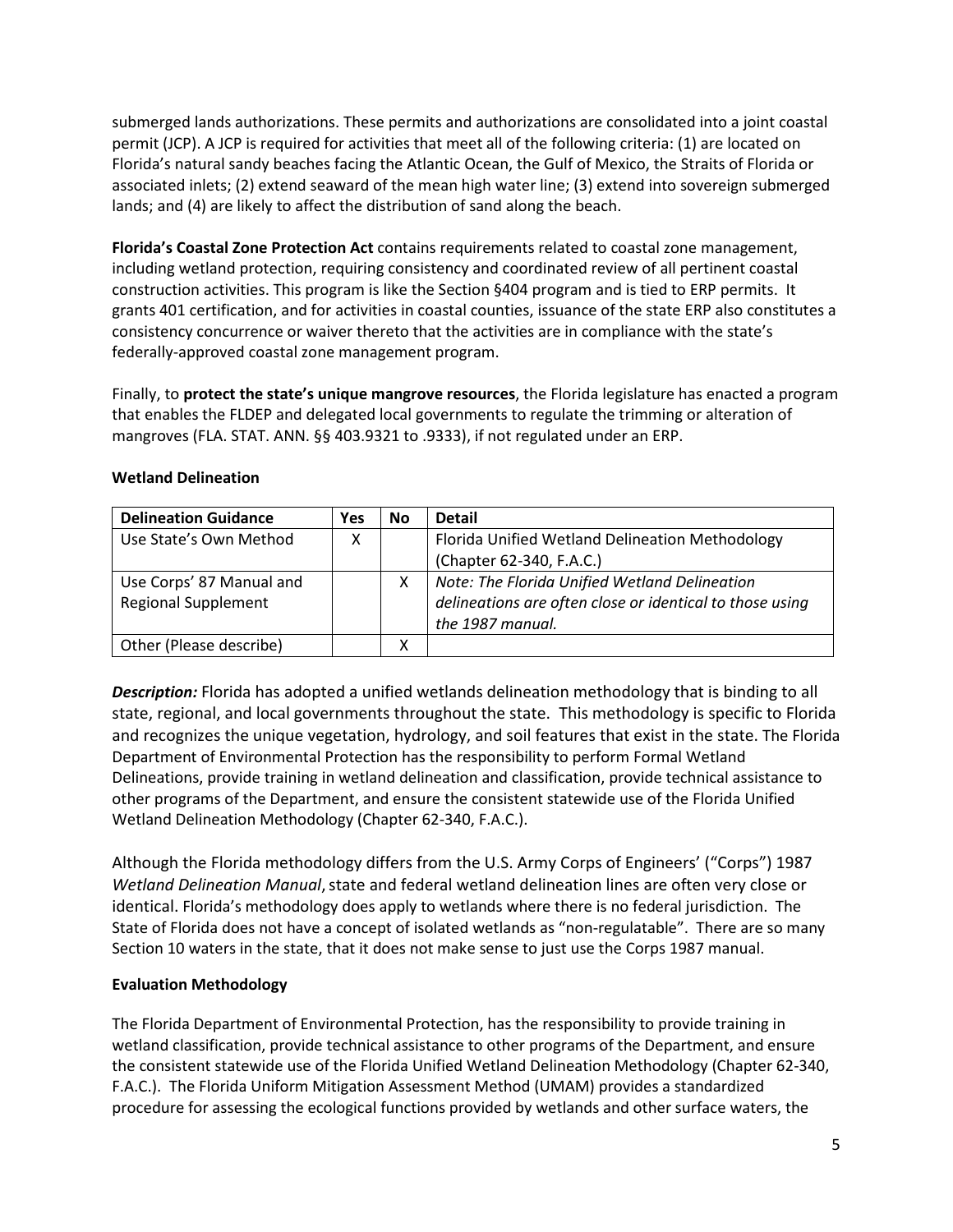submerged lands authorizations. These permits and authorizations are consolidated into a joint coastal permit (JCP). A JCP is required for activities that meet all of the following criteria: (1) are located on Florida's natural sandy beaches facing the Atlantic Ocean, the Gulf of Mexico, the Straits of Florida or associated inlets; (2) extend seaward of the mean high water line; (3) extend into sovereign submerged lands; and (4) are likely to affect the distribution of sand along the beach.

**Florida's Coastal Zone Protection Act** contains requirements related to coastal zone management, including wetland protection, requiring consistency and coordinated review of all pertinent coastal construction activities. This program is like the Section §404 program and is tied to ERP permits. It grants 401 certification, and for activities in coastal counties, issuance of the state ERP also constitutes a consistency concurrence or waiver thereto that the activities are in compliance with the state's federally-approved coastal zone management program.

Finally, to **protect the state's unique mangrove resources**, the Florida legislature has enacted a program that enables the FLDEP and delegated local governments to regulate the trimming or alteration of mangroves (FLA. STAT. ANN. §§ 403.9321 to .9333), if not regulated under an ERP.

### Wetland Delineation

| Delineation Guidance | Yes | No | Detail |
|---|---|---|---|
| Use State's Own Method | X | | Florida Unified Wetland Delineation Methodology (Chapter 62-340, F.A.C.) |
| Use Corps' 87 Manual and Regional Supplement | | X | *Note: The Florida Unified Wetland Delineation delineations are often close or identical to those using the 1987 manual.* |
| Other (Please describe) | | X | |

***Description:*** Florida has adopted a unified wetlands delineation methodology that is binding to all state, regional, and local governments throughout the state. This methodology is specific to Florida and recognizes the unique vegetation, hydrology, and soil features that exist in the state. The Florida Department of Environmental Protection has the responsibility to perform Formal Wetland Delineations, provide training in wetland delineation and classification, provide technical assistance to other programs of the Department, and ensure the consistent statewide use of the Florida Unified Wetland Delineation Methodology (Chapter 62-340, F.A.C.).

Although the Florida methodology differs from the U.S. Army Corps of Engineers' ("Corps") 1987 *Wetland Delineation Manual*, state and federal wetland delineation lines are often very close or identical. Florida's methodology does apply to wetlands where there is no federal jurisdiction. The State of Florida does not have a concept of isolated wetlands as "non-regulatable". There are so many Section 10 waters in the state, that it does not make sense to just use the Corps 1987 manual.

### Evaluation Methodology

The Florida Department of Environmental Protection, has the responsibility to provide training in wetland classification, provide technical assistance to other programs of the Department, and ensure the consistent statewide use of the Florida Unified Wetland Delineation Methodology (Chapter 62-340, F.A.C.). The Florida Uniform Mitigation Assessment Method (UMAM) provides a standardized procedure for assessing the ecological functions provided by wetlands and other surface waters, the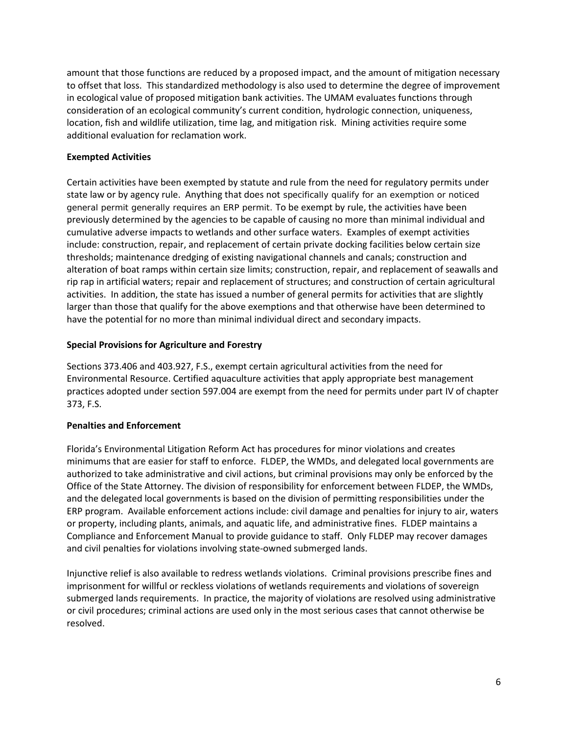amount that those functions are reduced by a proposed impact, and the amount of mitigation necessary to offset that loss. This standardized methodology is also used to determine the degree of improvement in ecological value of proposed mitigation bank activities. The UMAM evaluates functions through consideration of an ecological community's current condition, hydrologic connection, uniqueness, location, fish and wildlife utilization, time lag, and mitigation risk. Mining activities require some additional evaluation for reclamation work.

**Exempted Activities**

Certain activities have been exempted by statute and rule from the need for regulatory permits under state law or by agency rule. Anything that does not specifically qualify for an exemption or noticed general permit generally requires an ERP permit. To be exempt by rule, the activities have been previously determined by the agencies to be capable of causing no more than minimal individual and cumulative adverse impacts to wetlands and other surface waters. Examples of exempt activities include: construction, repair, and replacement of certain private docking facilities below certain size thresholds; maintenance dredging of existing navigational channels and canals; construction and alteration of boat ramps within certain size limits; construction, repair, and replacement of seawalls and rip rap in artificial waters; repair and replacement of structures; and construction of certain agricultural activities. In addition, the state has issued a number of general permits for activities that are slightly larger than those that qualify for the above exemptions and that otherwise have been determined to have the potential for no more than minimal individual direct and secondary impacts.

**Special Provisions for Agriculture and Forestry**

Sections 373.406 and 403.927, F.S., exempt certain agricultural activities from the need for Environmental Resource. Certified aquaculture activities that apply appropriate best management practices adopted under section 597.004 are exempt from the need for permits under part IV of chapter 373, F.S.

**Penalties and Enforcement**

Florida's Environmental Litigation Reform Act has procedures for minor violations and creates minimums that are easier for staff to enforce. FLDEP, the WMDs, and delegated local governments are authorized to take administrative and civil actions, but criminal provisions may only be enforced by the Office of the State Attorney. The division of responsibility for enforcement between FLDEP, the WMDs, and the delegated local governments is based on the division of permitting responsibilities under the ERP program. Available enforcement actions include: civil damage and penalties for injury to air, waters or property, including plants, animals, and aquatic life, and administrative fines. FLDEP maintains a Compliance and Enforcement Manual to provide guidance to staff. Only FLDEP may recover damages and civil penalties for violations involving state-owned submerged lands.

Injunctive relief is also available to redress wetlands violations. Criminal provisions prescribe fines and imprisonment for willful or reckless violations of wetlands requirements and violations of sovereign submerged lands requirements. In practice, the majority of violations are resolved using administrative or civil procedures; criminal actions are used only in the most serious cases that cannot otherwise be resolved.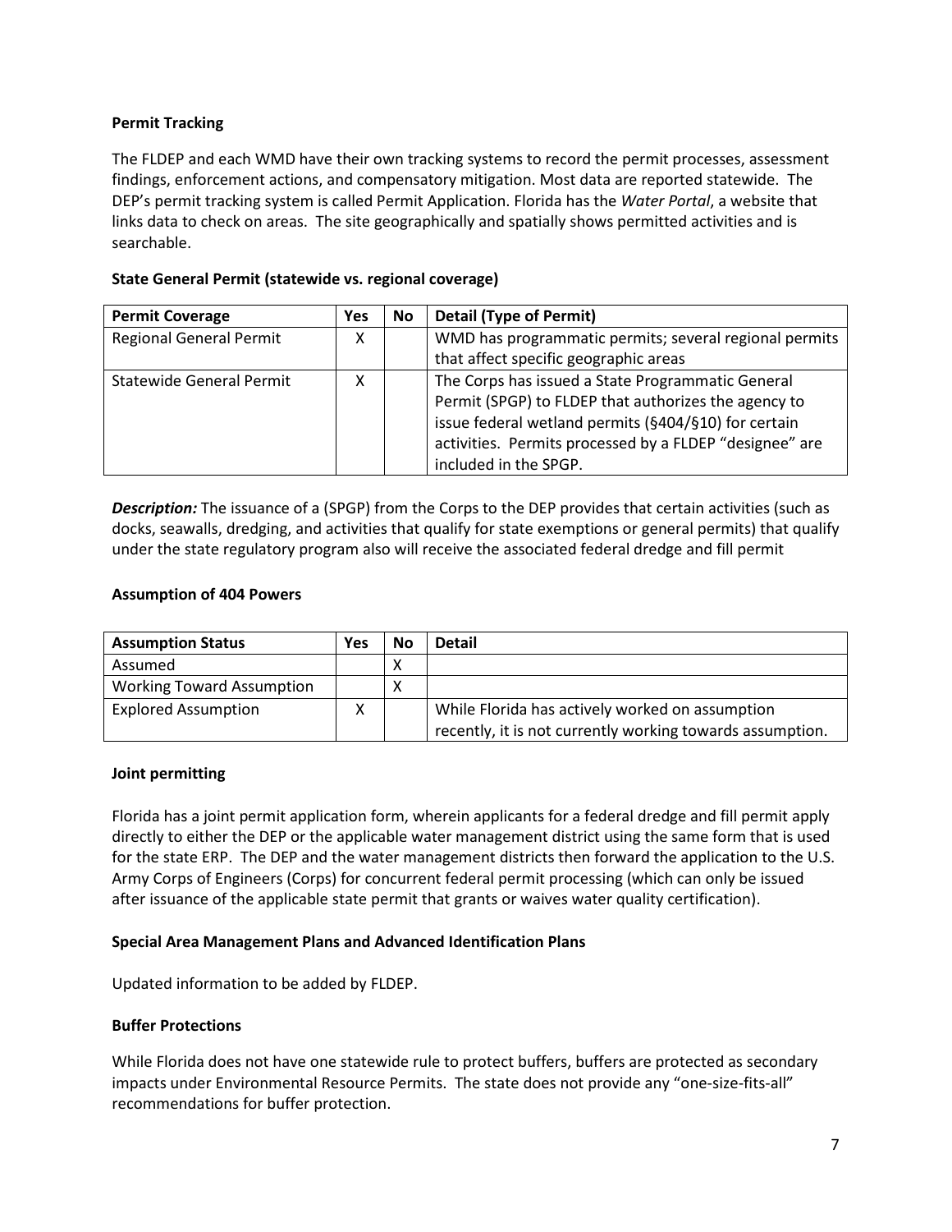**Permit Tracking**

The FLDEP and each WMD have their own tracking systems to record the permit processes, assessment findings, enforcement actions, and compensatory mitigation. Most data are reported statewide. The DEP's permit tracking system is called Permit Application. Florida has the *Water Portal*, a website that links data to check on areas. The site geographically and spatially shows permitted activities and is searchable.

**State General Permit (statewide vs. regional coverage)**

| Permit Coverage | Yes | No | Detail (Type of Permit) |
|---|---|---|---|
| Regional General Permit | X | | WMD has programmatic permits; several regional permits that affect specific geographic areas |
| Statewide General Permit | X | | The Corps has issued a State Programmatic General Permit (SPGP) to FLDEP that authorizes the agency to issue federal wetland permits (§404/§10) for certain activities. Permits processed by a FLDEP "designee" are included in the SPGP. |

***Description:*** The issuance of a (SPGP) from the Corps to the DEP provides that certain activities (such as docks, seawalls, dredging, and activities that qualify for state exemptions or general permits) that qualify under the state regulatory program also will receive the associated federal dredge and fill permit

**Assumption of 404 Powers**

| Assumption Status | Yes | No | Detail |
|---|---|---|---|
| Assumed | | X | |
| Working Toward Assumption | | X | |
| Explored Assumption | X | | While Florida has actively worked on assumption recently, it is not currently working towards assumption. |

**Joint permitting**

Florida has a joint permit application form, wherein applicants for a federal dredge and fill permit apply directly to either the DEP or the applicable water management district using the same form that is used for the state ERP. The DEP and the water management districts then forward the application to the U.S. Army Corps of Engineers (Corps) for concurrent federal permit processing (which can only be issued after issuance of the applicable state permit that grants or waives water quality certification).

**Special Area Management Plans and Advanced Identification Plans**

Updated information to be added by FLDEP.

**Buffer Protections**

While Florida does not have one statewide rule to protect buffers, buffers are protected as secondary impacts under Environmental Resource Permits. The state does not provide any "one-size-fits-all" recommendations for buffer protection.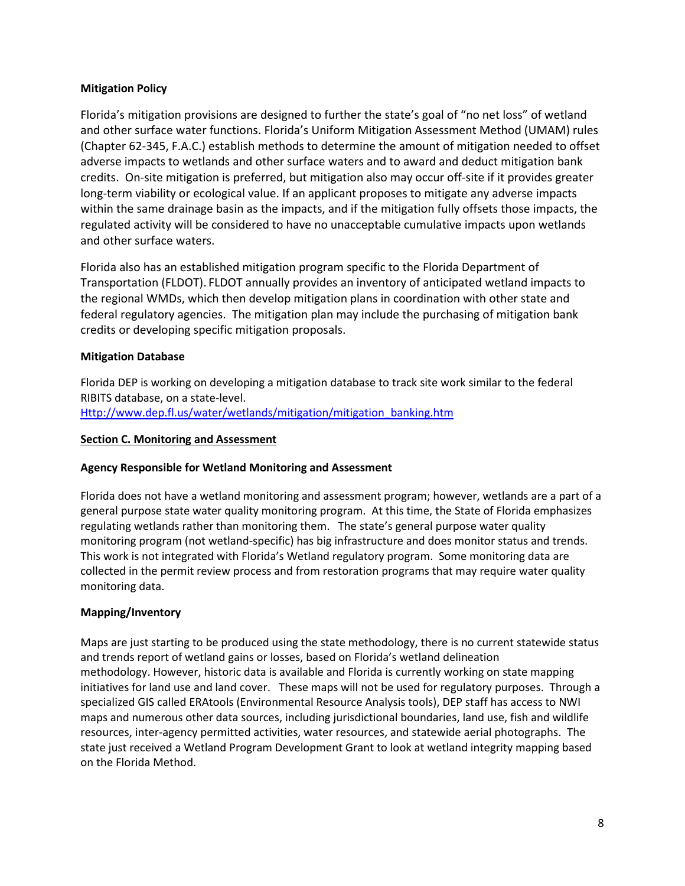**Mitigation Policy**

Florida's mitigation provisions are designed to further the state's goal of "no net loss" of wetland and other surface water functions. Florida's Uniform Mitigation Assessment Method (UMAM) rules (Chapter 62-345, F.A.C.) establish methods to determine the amount of mitigation needed to offset adverse impacts to wetlands and other surface waters and to award and deduct mitigation bank credits. On-site mitigation is preferred, but mitigation also may occur off-site if it provides greater long-term viability or ecological value. If an applicant proposes to mitigate any adverse impacts within the same drainage basin as the impacts, and if the mitigation fully offsets those impacts, the regulated activity will be considered to have no unacceptable cumulative impacts upon wetlands and other surface waters.

Florida also has an established mitigation program specific to the Florida Department of Transportation (FLDOT). FLDOT annually provides an inventory of anticipated wetland impacts to the regional WMDs, which then develop mitigation plans in coordination with other state and federal regulatory agencies. The mitigation plan may include the purchasing of mitigation bank credits or developing specific mitigation proposals.

**Mitigation Database**

Florida DEP is working on developing a mitigation database to track site work similar to the federal RIBITS database, on a state-level.
[Http://www.dep.fl.us/water/wetlands/mitigation/mitigation_banking.htm](Http://www.dep.fl.us/water/wetlands/mitigation/mitigation_banking.htm)

## Section C. Monitoring and Assessment

**Agency Responsible for Wetland Monitoring and Assessment**

Florida does not have a wetland monitoring and assessment program; however, wetlands are a part of a general purpose state water quality monitoring program. At this time, the State of Florida emphasizes regulating wetlands rather than monitoring them. The state's general purpose water quality monitoring program (not wetland-specific) has big infrastructure and does monitor status and trends. This work is not integrated with Florida's Wetland regulatory program. Some monitoring data are collected in the permit review process and from restoration programs that may require water quality monitoring data.

**Mapping/Inventory**

Maps are just starting to be produced using the state methodology, there is no current statewide status and trends report of wetland gains or losses, based on Florida's wetland delineation methodology. However, historic data is available and Florida is currently working on state mapping initiatives for land use and land cover. These maps will not be used for regulatory purposes. Through a specialized GIS called ERAtools (Environmental Resource Analysis tools), DEP staff has access to NWI maps and numerous other data sources, including jurisdictional boundaries, land use, fish and wildlife resources, inter-agency permitted activities, water resources, and statewide aerial photographs. The state just received a Wetland Program Development Grant to look at wetland integrity mapping based on the Florida Method.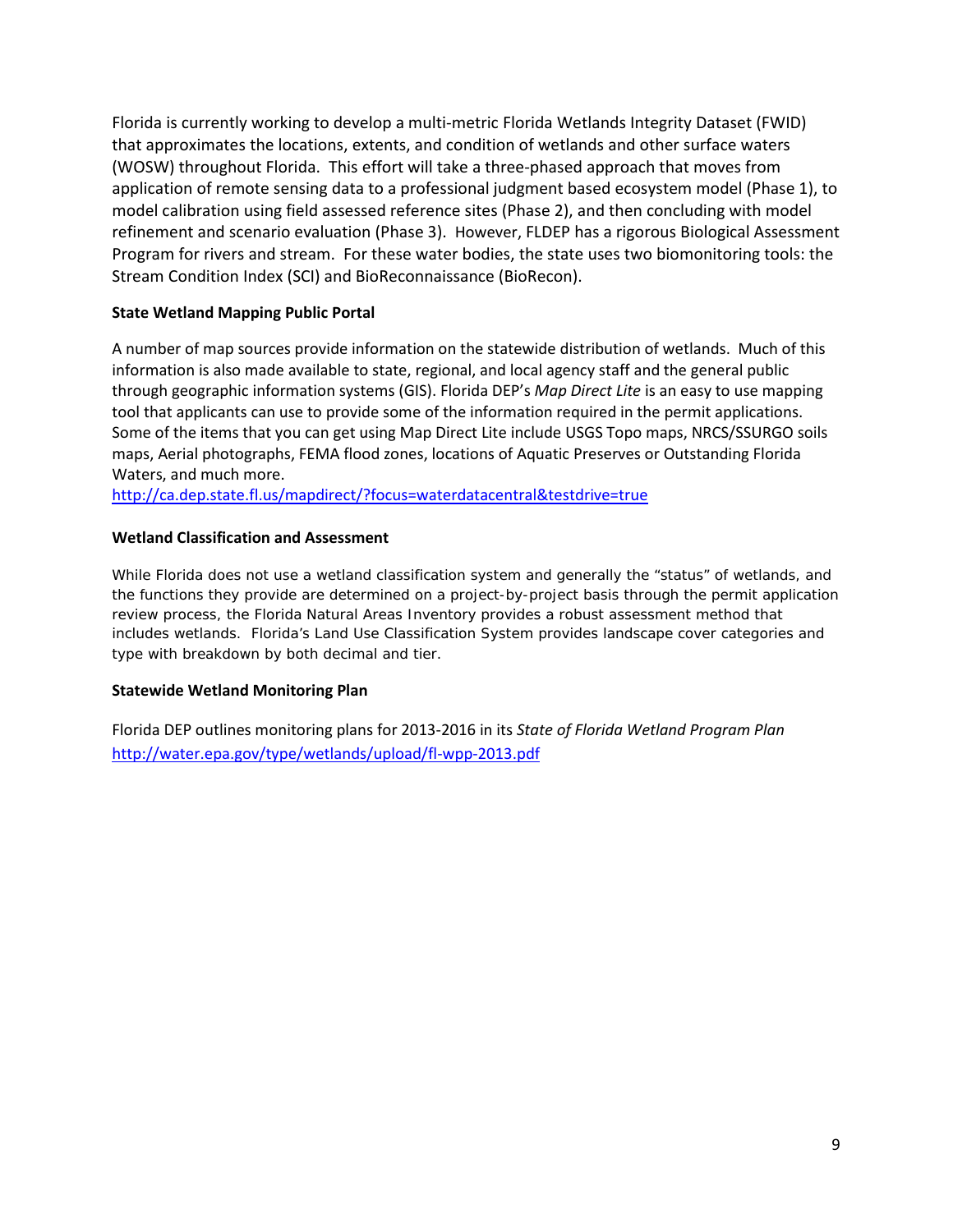Florida is currently working to develop a multi-metric Florida Wetlands Integrity Dataset (FWID) that approximates the locations, extents, and condition of wetlands and other surface waters (WOSW) throughout Florida. This effort will take a three-phased approach that moves from application of remote sensing data to a professional judgment based ecosystem model (Phase 1), to model calibration using field assessed reference sites (Phase 2), and then concluding with model refinement and scenario evaluation (Phase 3). However, FLDEP has a rigorous Biological Assessment Program for rivers and stream. For these water bodies, the state uses two biomonitoring tools: the Stream Condition Index (SCI) and BioReconnaissance (BioRecon).

**State Wetland Mapping Public Portal**

A number of map sources provide information on the statewide distribution of wetlands. Much of this information is also made available to state, regional, and local agency staff and the general public through geographic information systems (GIS). Florida DEP's *Map Direct Lite* is an easy to use mapping tool that applicants can use to provide some of the information required in the permit applications. Some of the items that you can get using Map Direct Lite include USGS Topo maps, NRCS/SSURGO soils maps, Aerial photographs, FEMA flood zones, locations of Aquatic Preserves or Outstanding Florida Waters, and much more.
http://ca.dep.state.fl.us/mapdirect/?focus=waterdatacentral&testdrive=true

**Wetland Classification and Assessment**

While Florida does not use a wetland classification system and generally the "status" of wetlands, and the functions they provide are determined on a project-by-project basis through the permit application review process, the Florida Natural Areas Inventory provides a robust assessment method that includes wetlands. Florida's Land Use Classification System provides landscape cover categories and type with breakdown by both decimal and tier.

**Statewide Wetland Monitoring Plan**

Florida DEP outlines monitoring plans for 2013-2016 in its *State of Florida Wetland Program Plan*
http://water.epa.gov/type/wetlands/upload/fl-wpp-2013.pdf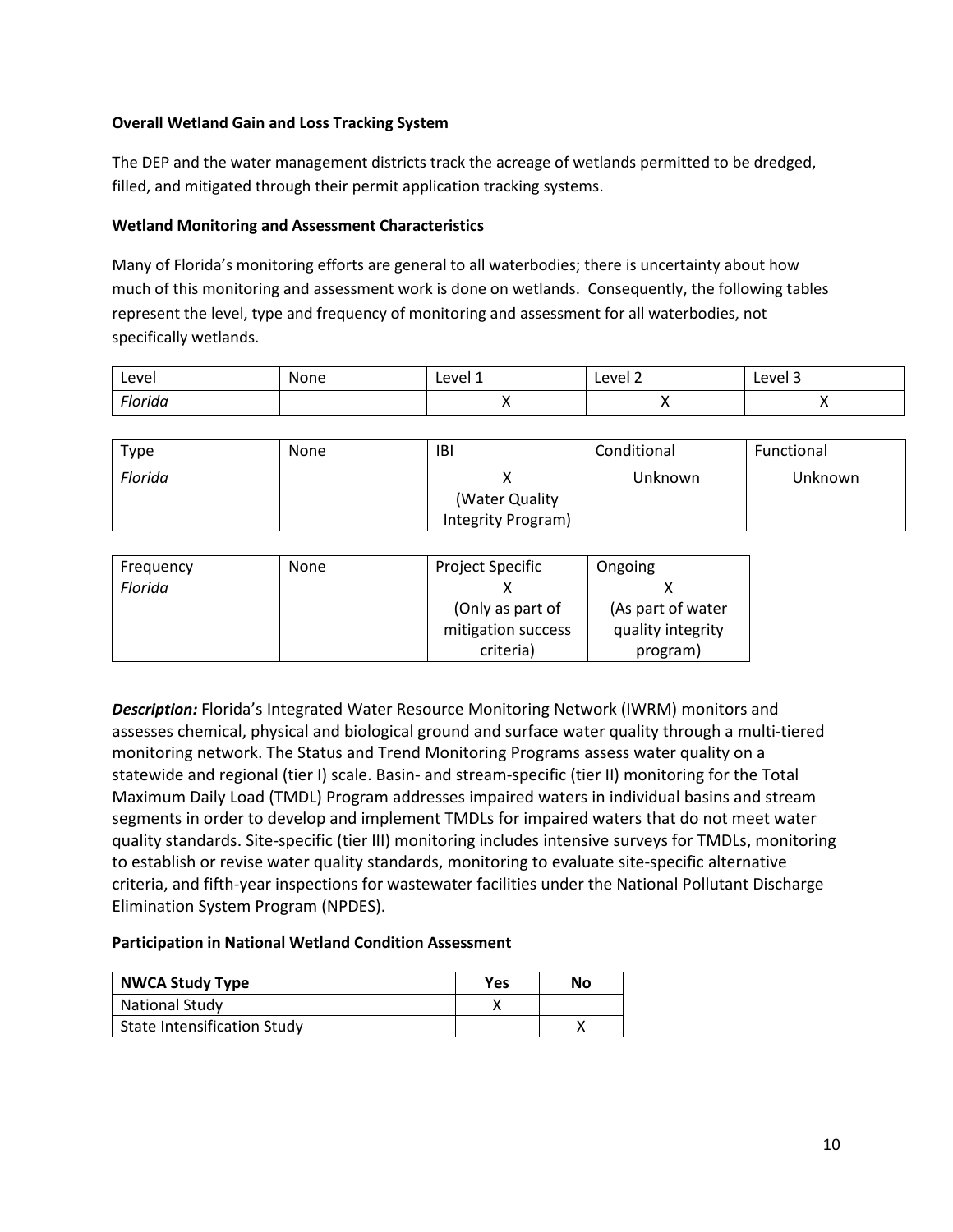**Overall Wetland Gain and Loss Tracking System**

The DEP and the water management districts track the acreage of wetlands permitted to be dredged, filled, and mitigated through their permit application tracking systems.

**Wetland Monitoring and Assessment Characteristics**

Many of Florida's monitoring efforts are general to all waterbodies; there is uncertainty about how much of this monitoring and assessment work is done on wetlands. Consequently, the following tables represent the level, type and frequency of monitoring and assessment for all waterbodies, not specifically wetlands.

| Level | None | Level 1 | Level 2 | Level 3 |
|---|---|---|---|---|
| *Florida* | | X | X | X |

| Type | None | IBI | Conditional | Functional |
|---|---|---|---|---|
| *Florida* | | X (Water Quality Integrity Program) | Unknown | Unknown |

| Frequency | None | Project Specific | Ongoing |
|---|---|---|---|
| *Florida* | | X (Only as part of mitigation success criteria) | X (As part of water quality integrity program) |

***Description:*** Florida's Integrated Water Resource Monitoring Network (IWRM) monitors and assesses chemical, physical and biological ground and surface water quality through a multi-tiered monitoring network. The Status and Trend Monitoring Programs assess water quality on a statewide and regional (tier I) scale. Basin- and stream-specific (tier II) monitoring for the Total Maximum Daily Load (TMDL) Program addresses impaired waters in individual basins and stream segments in order to develop and implement TMDLs for impaired waters that do not meet water quality standards. Site-specific (tier III) monitoring includes intensive surveys for TMDLs, monitoring to establish or revise water quality standards, monitoring to evaluate site-specific alternative criteria, and fifth-year inspections for wastewater facilities under the National Pollutant Discharge Elimination System Program (NPDES).

**Participation in National Wetland Condition Assessment**

| NWCA Study Type | Yes | No |
|---|---|---|
| National Study | X | |
| State Intensification Study | | X |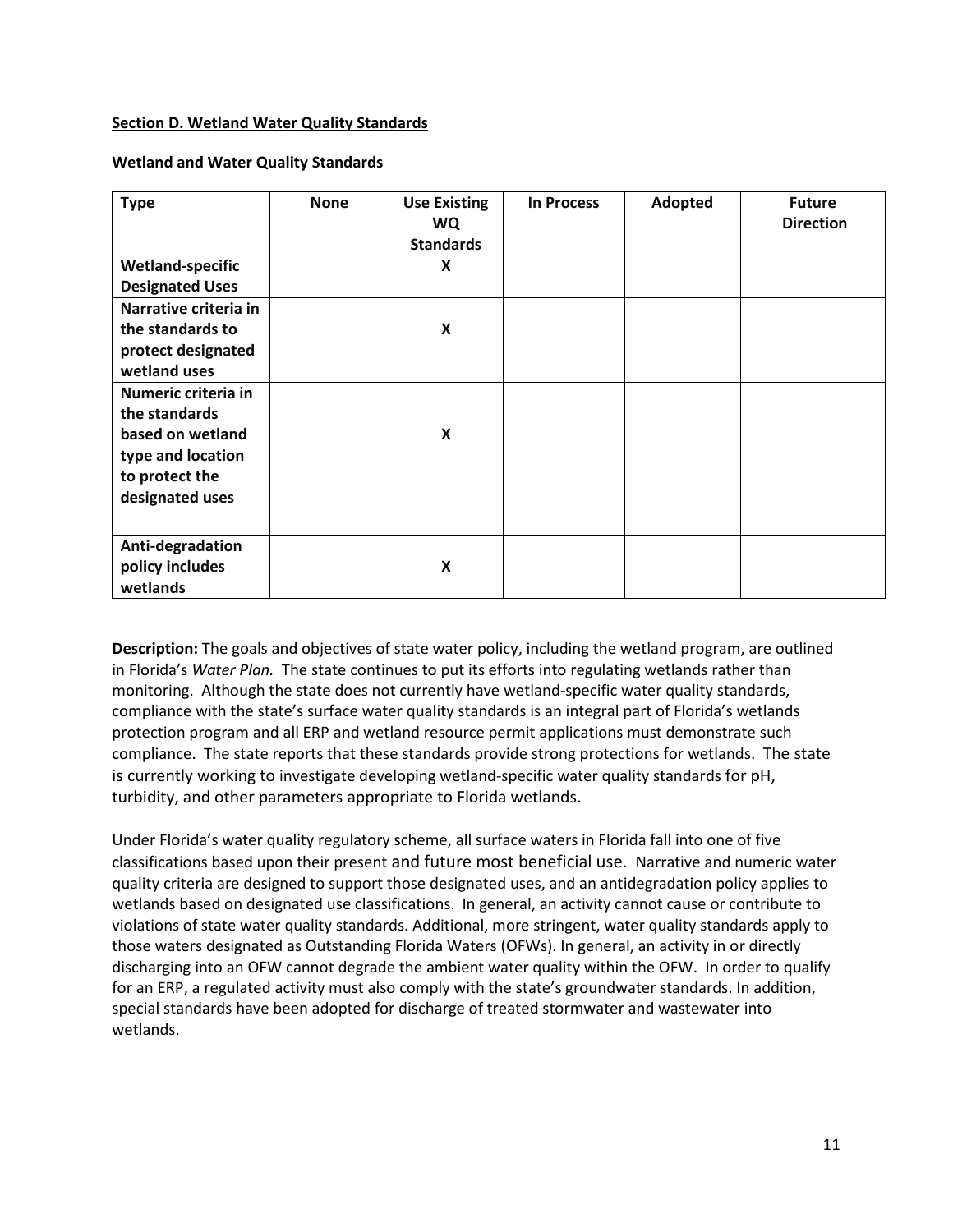## Section D. Wetland Water Quality Standards

**Wetland and Water Quality Standards**

| Type | None | Use Existing WQ Standards | In Process | Adopted | Future Direction |
|---|---|---|---|---|---|
| **Wetland-specific Designated Uses** | | X | | | |
| **Narrative criteria in the standards to protect designated wetland uses** | | X | | | |
| **Numeric criteria in the standards based on wetland type and location to protect the designated uses** | | X | | | |
| **Anti-degradation policy includes wetlands** | | X | | | |

**Description:** The goals and objectives of state water policy, including the wetland program, are outlined in Florida's *Water Plan.* The state continues to put its efforts into regulating wetlands rather than monitoring. Although the state does not currently have wetland-specific water quality standards, compliance with the state's surface water quality standards is an integral part of Florida's wetlands protection program and all ERP and wetland resource permit applications must demonstrate such compliance. The state reports that these standards provide strong protections for wetlands. The state is currently working to investigate developing wetland-specific water quality standards for pH, turbidity, and other parameters appropriate to Florida wetlands.

Under Florida's water quality regulatory scheme, all surface waters in Florida fall into one of five classifications based upon their present and future most beneficial use. Narrative and numeric water quality criteria are designed to support those designated uses, and an antidegradation policy applies to wetlands based on designated use classifications. In general, an activity cannot cause or contribute to violations of state water quality standards. Additional, more stringent, water quality standards apply to those waters designated as Outstanding Florida Waters (OFWs). In general, an activity in or directly discharging into an OFW cannot degrade the ambient water quality within the OFW. In order to qualify for an ERP, a regulated activity must also comply with the state's groundwater standards. In addition, special standards have been adopted for discharge of treated stormwater and wastewater into wetlands.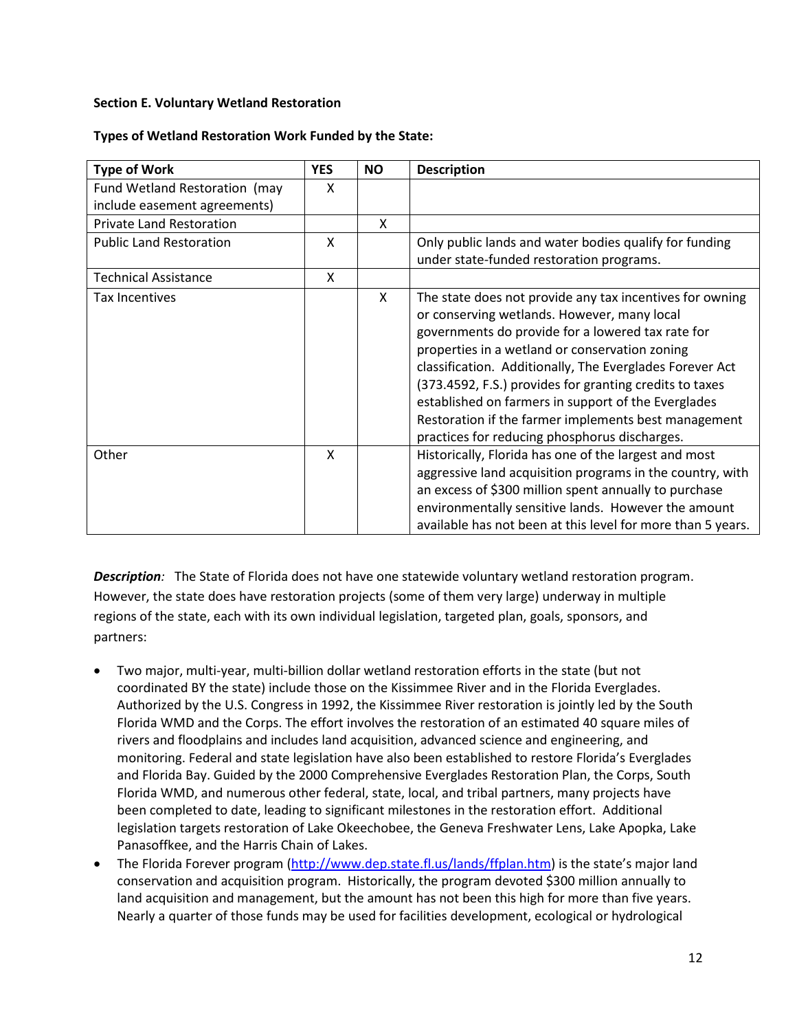**Section E. Voluntary Wetland Restoration**

**Types of Wetland Restoration Work Funded by the State:**

| Type of Work | YES | NO | Description |
|---|---|---|---|
| Fund Wetland Restoration (may include easement agreements) | X | | |
| Private Land Restoration | | X | |
| Public Land Restoration | X | | Only public lands and water bodies qualify for funding under state-funded restoration programs. |
| Technical Assistance | X | | |
| Tax Incentives | | X | The state does not provide any tax incentives for owning or conserving wetlands. However, many local governments do provide for a lowered tax rate for properties in a wetland or conservation zoning classification. Additionally, The Everglades Forever Act (373.4592, F.S.) provides for granting credits to taxes established on farmers in support of the Everglades Restoration if the farmer implements best management practices for reducing phosphorus discharges. |
| Other | X | | Historically, Florida has one of the largest and most aggressive land acquisition programs in the country, with an excess of $300 million spent annually to purchase environmentally sensitive lands. However the amount available has not been at this level for more than 5 years. |

***Description**:* The State of Florida does not have one statewide voluntary wetland restoration program. However, the state does have restoration projects (some of them very large) underway in multiple regions of the state, each with its own individual legislation, targeted plan, goals, sponsors, and partners:

- Two major, multi-year, multi-billion dollar wetland restoration efforts in the state (but not coordinated BY the state) include those on the Kissimmee River and in the Florida Everglades. Authorized by the U.S. Congress in 1992, the Kissimmee River restoration is jointly led by the South Florida WMD and the Corps. The effort involves the restoration of an estimated 40 square miles of rivers and floodplains and includes land acquisition, advanced science and engineering, and monitoring. Federal and state legislation have also been established to restore Florida's Everglades and Florida Bay. Guided by the 2000 Comprehensive Everglades Restoration Plan, the Corps, South Florida WMD, and numerous other federal, state, local, and tribal partners, many projects have been completed to date, leading to significant milestones in the restoration effort. Additional legislation targets restoration of Lake Okeechobee, the Geneva Freshwater Lens, Lake Apopka, Lake Panasoffkee, and the Harris Chain of Lakes.
- The Florida Forever program (http://www.dep.state.fl.us/lands/ffplan.htm) is the state's major land conservation and acquisition program. Historically, the program devoted $300 million annually to land acquisition and management, but the amount has not been this high for more than five years. Nearly a quarter of those funds may be used for facilities development, ecological or hydrological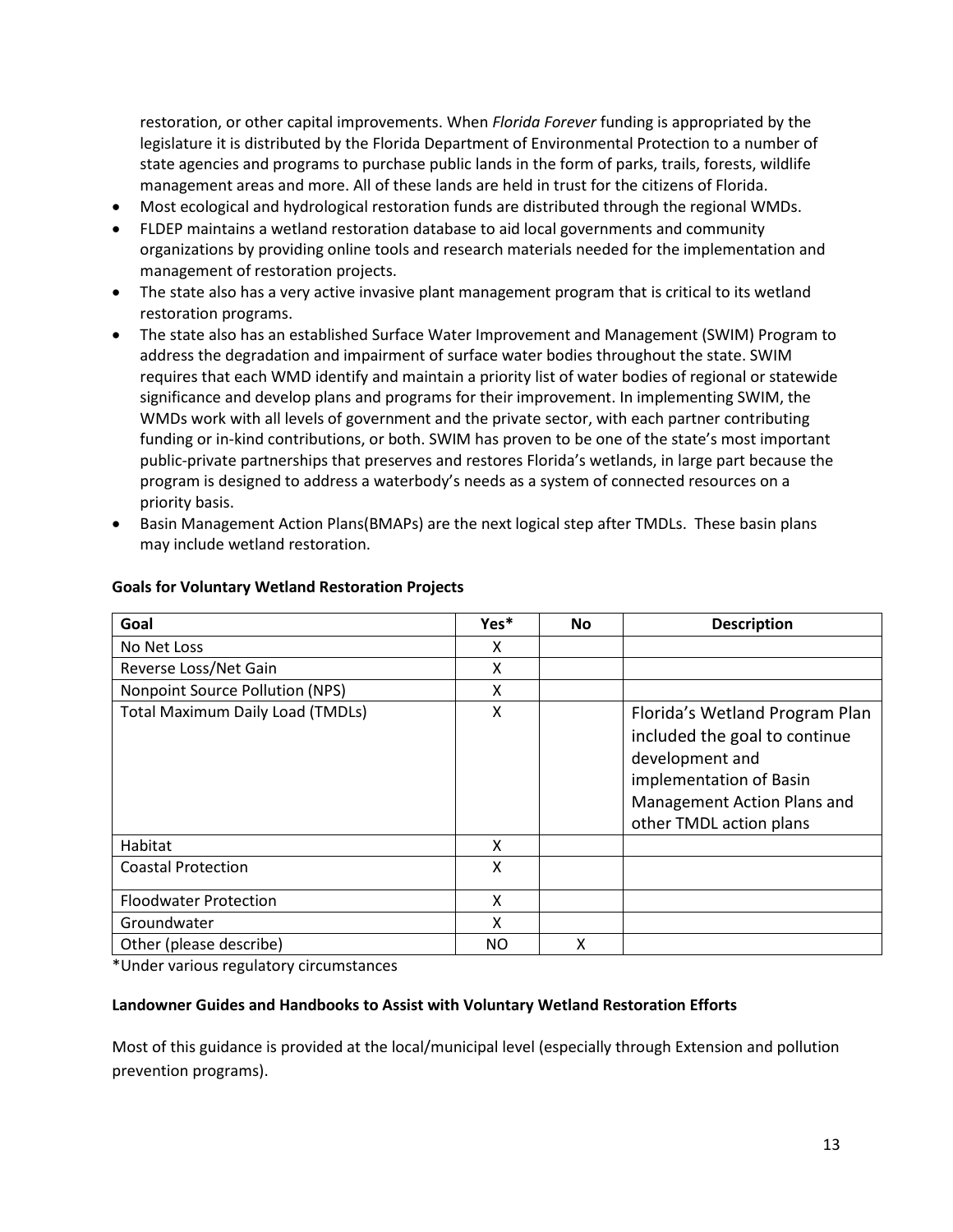restoration, or other capital improvements. When *Florida Forever* funding is appropriated by the legislature it is distributed by the Florida Department of Environmental Protection to a number of state agencies and programs to purchase public lands in the form of parks, trails, forests, wildlife management areas and more. All of these lands are held in trust for the citizens of Florida.

- Most ecological and hydrological restoration funds are distributed through the regional WMDs.
- FLDEP maintains a wetland restoration database to aid local governments and community organizations by providing online tools and research materials needed for the implementation and management of restoration projects.
- The state also has a very active invasive plant management program that is critical to its wetland restoration programs.
- The state also has an established Surface Water Improvement and Management (SWIM) Program to address the degradation and impairment of surface water bodies throughout the state. SWIM requires that each WMD identify and maintain a priority list of water bodies of regional or statewide significance and develop plans and programs for their improvement. In implementing SWIM, the WMDs work with all levels of government and the private sector, with each partner contributing funding or in-kind contributions, or both. SWIM has proven to be one of the state's most important public-private partnerships that preserves and restores Florida's wetlands, in large part because the program is designed to address a waterbody's needs as a system of connected resources on a priority basis.
- Basin Management Action Plans(BMAPs) are the next logical step after TMDLs. These basin plans may include wetland restoration.

**Goals for Voluntary Wetland Restoration Projects**

| Goal | Yes* | No | Description |
|---|---|---|---|
| No Net Loss | X | | |
| Reverse Loss/Net Gain | X | | |
| Nonpoint Source Pollution (NPS) | X | | |
| Total Maximum Daily Load (TMDLs) | X | | Florida's Wetland Program Plan included the goal to continue development and implementation of Basin Management Action Plans and other TMDL action plans |
| Habitat | X | | |
| Coastal Protection | X | | |
| Floodwater Protection | X | | |
| Groundwater | X | | |
| Other (please describe) | NO | X | |

*Under various regulatory circumstances

**Landowner Guides and Handbooks to Assist with Voluntary Wetland Restoration Efforts**

Most of this guidance is provided at the local/municipal level (especially through Extension and pollution prevention programs).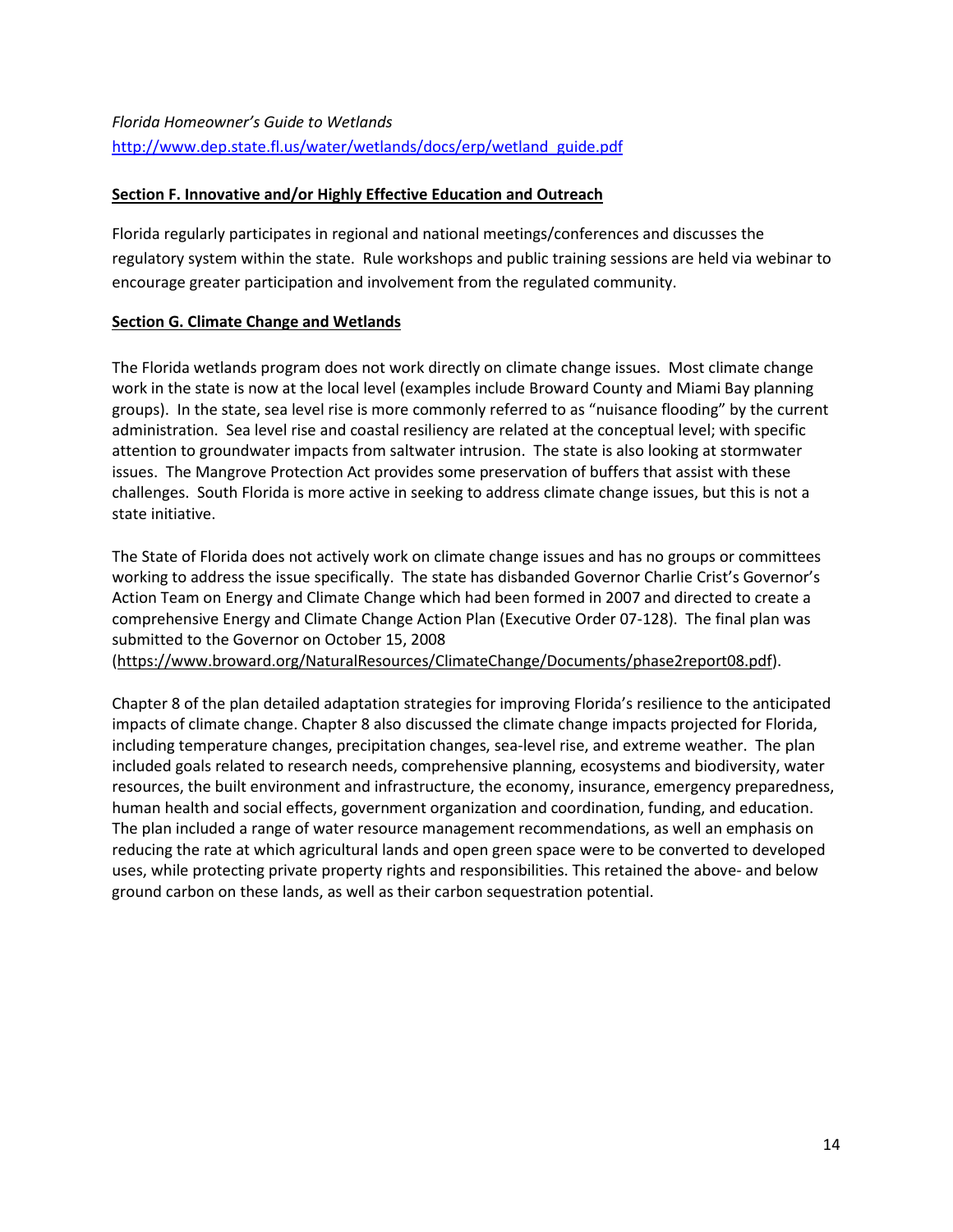*Florida Homeowner's Guide to Wetlands*
http://www.dep.state.fl.us/water/wetlands/docs/erp/wetland_guide.pdf

**Section F. Innovative and/or Highly Effective Education and Outreach**

Florida regularly participates in regional and national meetings/conferences and discusses the regulatory system within the state. Rule workshops and public training sessions are held via webinar to encourage greater participation and involvement from the regulated community.

**Section G. Climate Change and Wetlands**

The Florida wetlands program does not work directly on climate change issues. Most climate change work in the state is now at the local level (examples include Broward County and Miami Bay planning groups). In the state, sea level rise is more commonly referred to as "nuisance flooding" by the current administration. Sea level rise and coastal resiliency are related at the conceptual level; with specific attention to groundwater impacts from saltwater intrusion. The state is also looking at stormwater issues. The Mangrove Protection Act provides some preservation of buffers that assist with these challenges. South Florida is more active in seeking to address climate change issues, but this is not a state initiative.

The State of Florida does not actively work on climate change issues and has no groups or committees working to address the issue specifically. The state has disbanded Governor Charlie Crist's Governor's Action Team on Energy and Climate Change which had been formed in 2007 and directed to create a comprehensive Energy and Climate Change Action Plan (Executive Order 07-128). The final plan was submitted to the Governor on October 15, 2008 (https://www.broward.org/NaturalResources/ClimateChange/Documents/phase2report08.pdf).

Chapter 8 of the plan detailed adaptation strategies for improving Florida's resilience to the anticipated impacts of climate change. Chapter 8 also discussed the climate change impacts projected for Florida, including temperature changes, precipitation changes, sea-level rise, and extreme weather. The plan included goals related to research needs, comprehensive planning, ecosystems and biodiversity, water resources, the built environment and infrastructure, the economy, insurance, emergency preparedness, human health and social effects, government organization and coordination, funding, and education. The plan included a range of water resource management recommendations, as well an emphasis on reducing the rate at which agricultural lands and open green space were to be converted to developed uses, while protecting private property rights and responsibilities. This retained the above- and below ground carbon on these lands, as well as their carbon sequestration potential.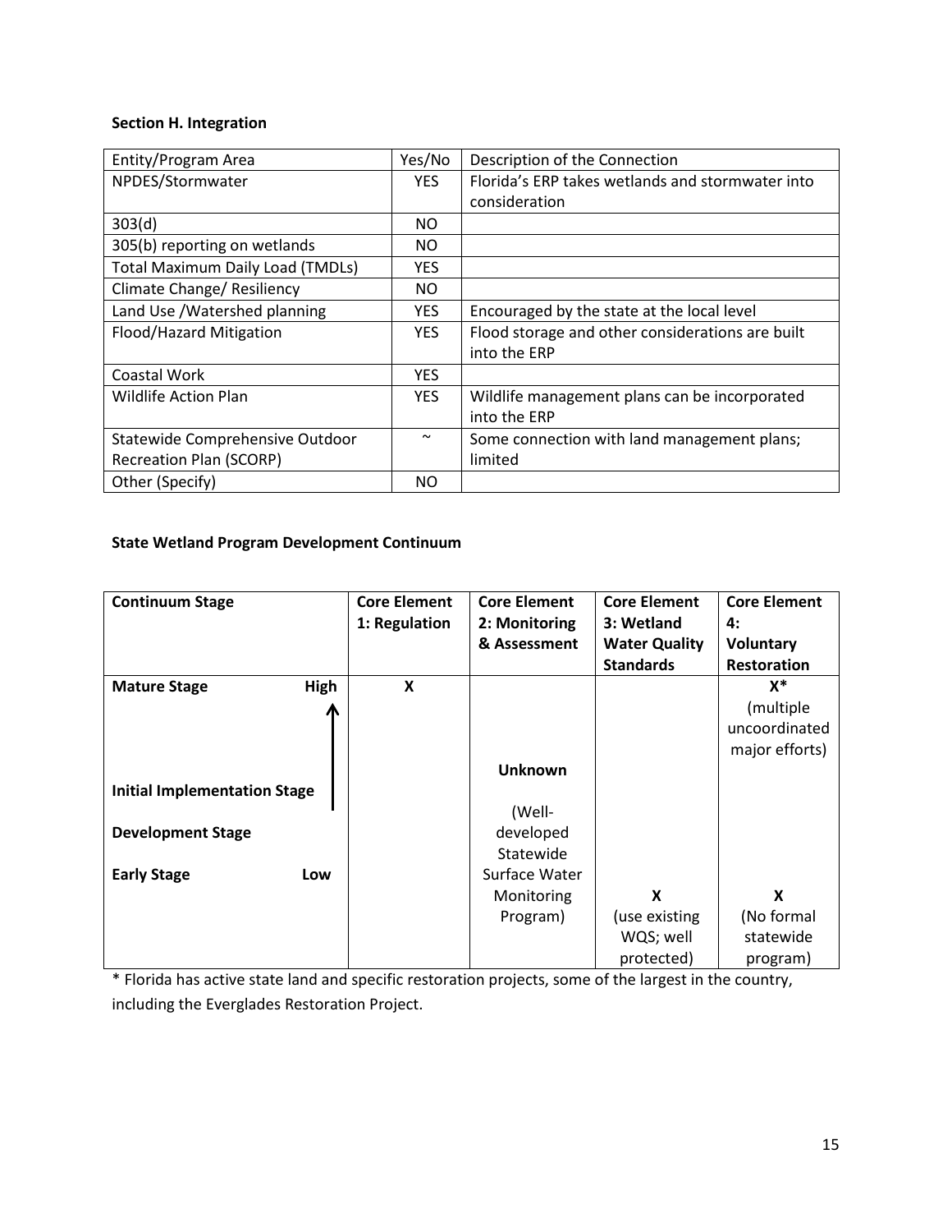### Section H. Integration

| Entity/Program Area | Yes/No | Description of the Connection |
|---|---|---|
| NPDES/Stormwater | YES | Florida's ERP takes wetlands and stormwater into consideration |
| 303(d) | NO | |
| 305(b) reporting on wetlands | NO | |
| Total Maximum Daily Load (TMDLs) | YES | |
| Climate Change/ Resiliency | NO | |
| Land Use /Watershed planning | YES | Encouraged by the state at the local level |
| Flood/Hazard Mitigation | YES | Flood storage and other considerations are built into the ERP |
| Coastal Work | YES | |
| Wildlife Action Plan | YES | Wildlife management plans can be incorporated into the ERP |
| Statewide Comprehensive Outdoor Recreation Plan (SCORP) | ~ | Some connection with land management plans; limited |
| Other (Specify) | NO | |

### State Wetland Program Development Continuum

| Continuum Stage | Core Element 1: Regulation | Core Element 2: Monitoring & Assessment | Core Element 3: Wetland Water Quality Standards | Core Element 4: Voluntary Restoration |
|---|---|---|---|---|
| Mature Stage (High) | X | | | X* (multiple uncoordinated major efforts) |
| Initial Implementation Stage | | Unknown (Well-developed Statewide Surface Water Monitoring Program) | | |
| Development Stage | | | | |
| Early Stage (Low) | | | X (use existing WQS; well protected) | X (No formal statewide program) |

* Florida has active state land and specific restoration projects, some of the largest in the country, including the Everglades Restoration Project.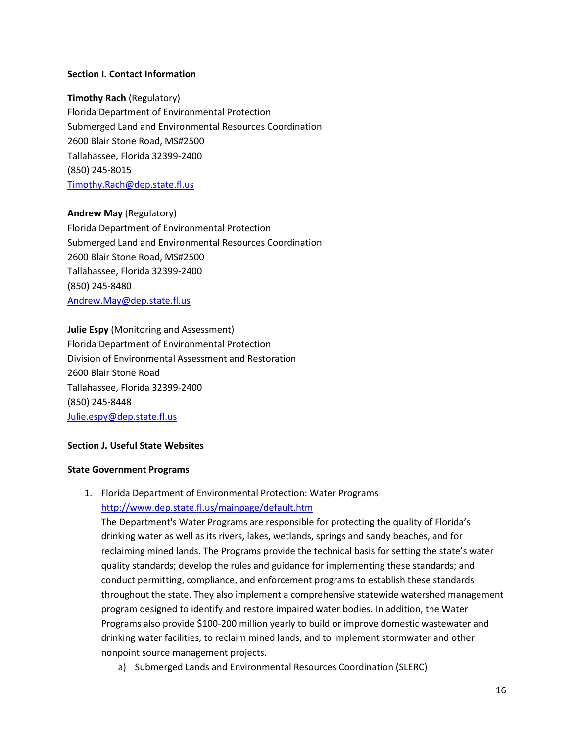**Section I. Contact Information**

**Timothy Rach** (Regulatory)
Florida Department of Environmental Protection
Submerged Land and Environmental Resources Coordination
2600 Blair Stone Road, MS#2500
Tallahassee, Florida 32399-2400
(850) 245-8015
Timothy.Rach@dep.state.fl.us

**Andrew May** (Regulatory)
Florida Department of Environmental Protection
Submerged Land and Environmental Resources Coordination
2600 Blair Stone Road, MS#2500
Tallahassee, Florida 32399-2400
(850) 245-8480
Andrew.May@dep.state.fl.us

**Julie Espy** (Monitoring and Assessment)
Florida Department of Environmental Protection
Division of Environmental Assessment and Restoration
2600 Blair Stone Road
Tallahassee, Florida 32399-2400
(850) 245-8448
Julie.espy@dep.state.fl.us

**Section J. Useful State Websites**

**State Government Programs**

1. Florida Department of Environmental Protection: Water Programs
   http://www.dep.state.fl.us/mainpage/default.htm
   The Department's Water Programs are responsible for protecting the quality of Florida's drinking water as well as its rivers, lakes, wetlands, springs and sandy beaches, and for reclaiming mined lands. The Programs provide the technical basis for setting the state's water quality standards; develop the rules and guidance for implementing these standards; and conduct permitting, compliance, and enforcement programs to establish these standards throughout the state. They also implement a comprehensive statewide watershed management program designed to identify and restore impaired water bodies. In addition, the Water Programs also provide $100-200 million yearly to build or improve domestic wastewater and drinking water facilities, to reclaim mined lands, and to implement stormwater and other nonpoint source management projects.
   a) Submerged Lands and Environmental Resources Coordination (SLERC)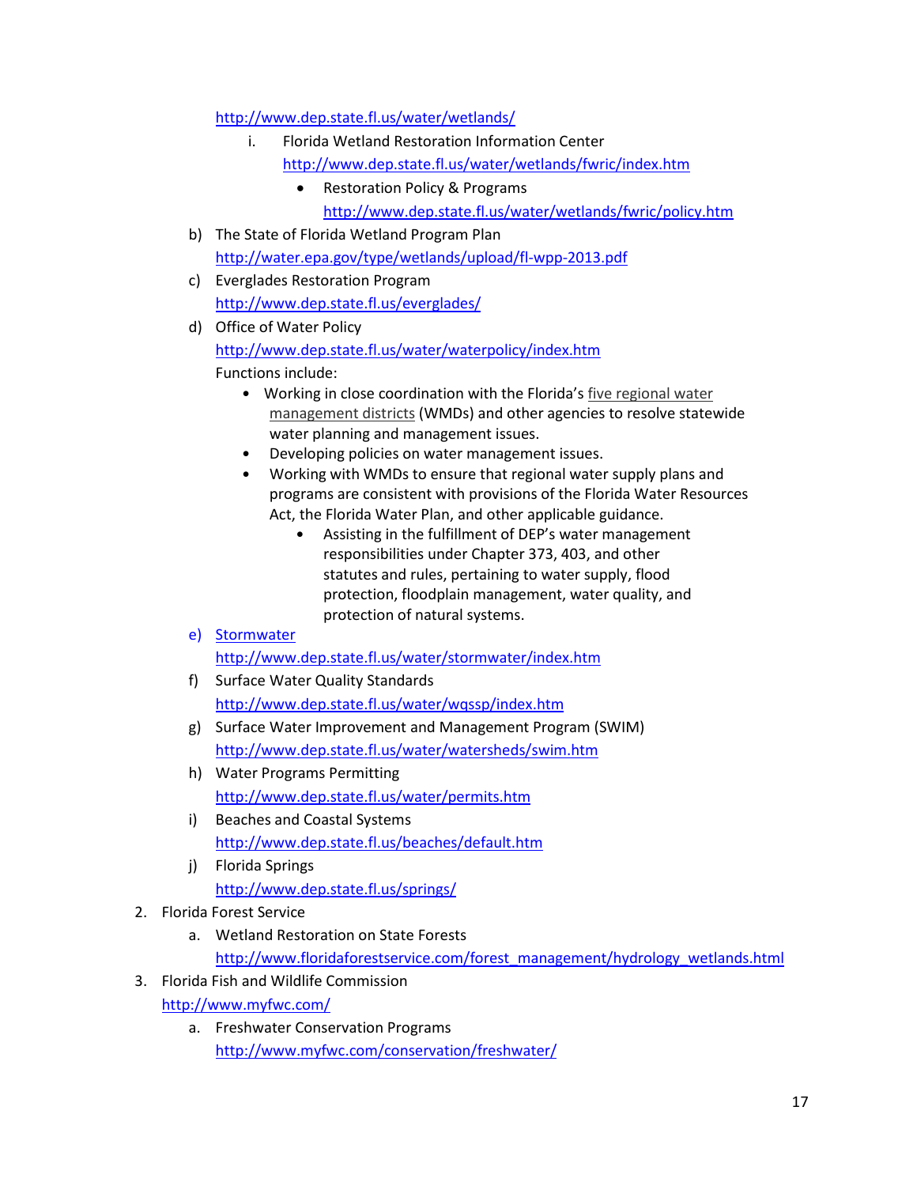http://www.dep.state.fl.us/water/wetlands/

   i. Florida Wetland Restoration Information Center
      http://www.dep.state.fl.us/water/wetlands/fwric/index.htm
      - Restoration Policy & Programs
        http://www.dep.state.fl.us/water/wetlands/fwric/policy.htm

b) The State of Florida Wetland Program Plan
   http://water.epa.gov/type/wetlands/upload/fl-wpp-2013.pdf

c) Everglades Restoration Program
   http://www.dep.state.fl.us/everglades/

d) Office of Water Policy
   http://www.dep.state.fl.us/water/waterpolicy/index.htm
   Functions include:
   - Working in close coordination with the Florida's five regional water management districts (WMDs) and other agencies to resolve statewide water planning and management issues.
   - Developing policies on water management issues.
   - Working with WMDs to ensure that regional water supply plans and programs are consistent with provisions of the Florida Water Resources Act, the Florida Water Plan, and other applicable guidance.
     - Assisting in the fulfillment of DEP's water management responsibilities under Chapter 373, 403, and other statutes and rules, pertaining to water supply, flood protection, floodplain management, water quality, and protection of natural systems.

e) Stormwater
   http://www.dep.state.fl.us/water/stormwater/index.htm

f) Surface Water Quality Standards
   http://www.dep.state.fl.us/water/wqssp/index.htm

g) Surface Water Improvement and Management Program (SWIM)
   http://www.dep.state.fl.us/water/watersheds/swim.htm

h) Water Programs Permitting
   http://www.dep.state.fl.us/water/permits.htm

i) Beaches and Coastal Systems
   http://www.dep.state.fl.us/beaches/default.htm

j) Florida Springs
   http://www.dep.state.fl.us/springs/

2. Florida Forest Service
   a. Wetland Restoration on State Forests
      http://www.floridaforestservice.com/forest_management/hydrology_wetlands.html

3. Florida Fish and Wildlife Commission
   http://www.myfwc.com/
   a. Freshwater Conservation Programs
      http://www.myfwc.com/conservation/freshwater/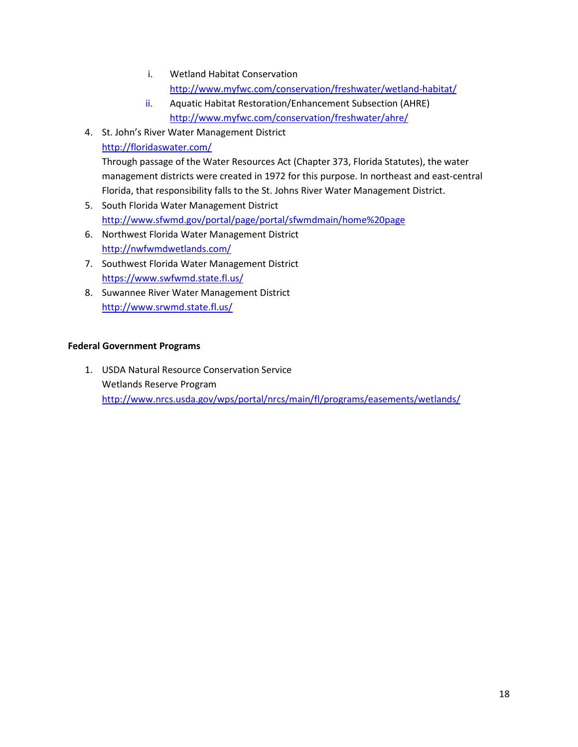i. Wetland Habitat Conservation
      http://www.myfwc.com/conservation/freshwater/wetland-habitat/
   ii. Aquatic Habitat Restoration/Enhancement Subsection (AHRE)
      http://www.myfwc.com/conservation/freshwater/ahre/

4. St. John's River Water Management District
   http://floridaswater.com/
   Through passage of the Water Resources Act (Chapter 373, Florida Statutes), the water management districts were created in 1972 for this purpose. In northeast and east-central Florida, that responsibility falls to the St. Johns River Water Management District.
5. South Florida Water Management District
   http://www.sfwmd.gov/portal/page/portal/sfwmdmain/home%20page
6. Northwest Florida Water Management District
   http://nwfwmdwetlands.com/
7. Southwest Florida Water Management District
   https://www.swfwmd.state.fl.us/
8. Suwannee River Water Management District
   http://www.srwmd.state.fl.us/

**Federal Government Programs**

1. USDA Natural Resource Conservation Service
   Wetlands Reserve Program
   http://www.nrcs.usda.gov/wps/portal/nrcs/main/fl/programs/easements/wetlands/